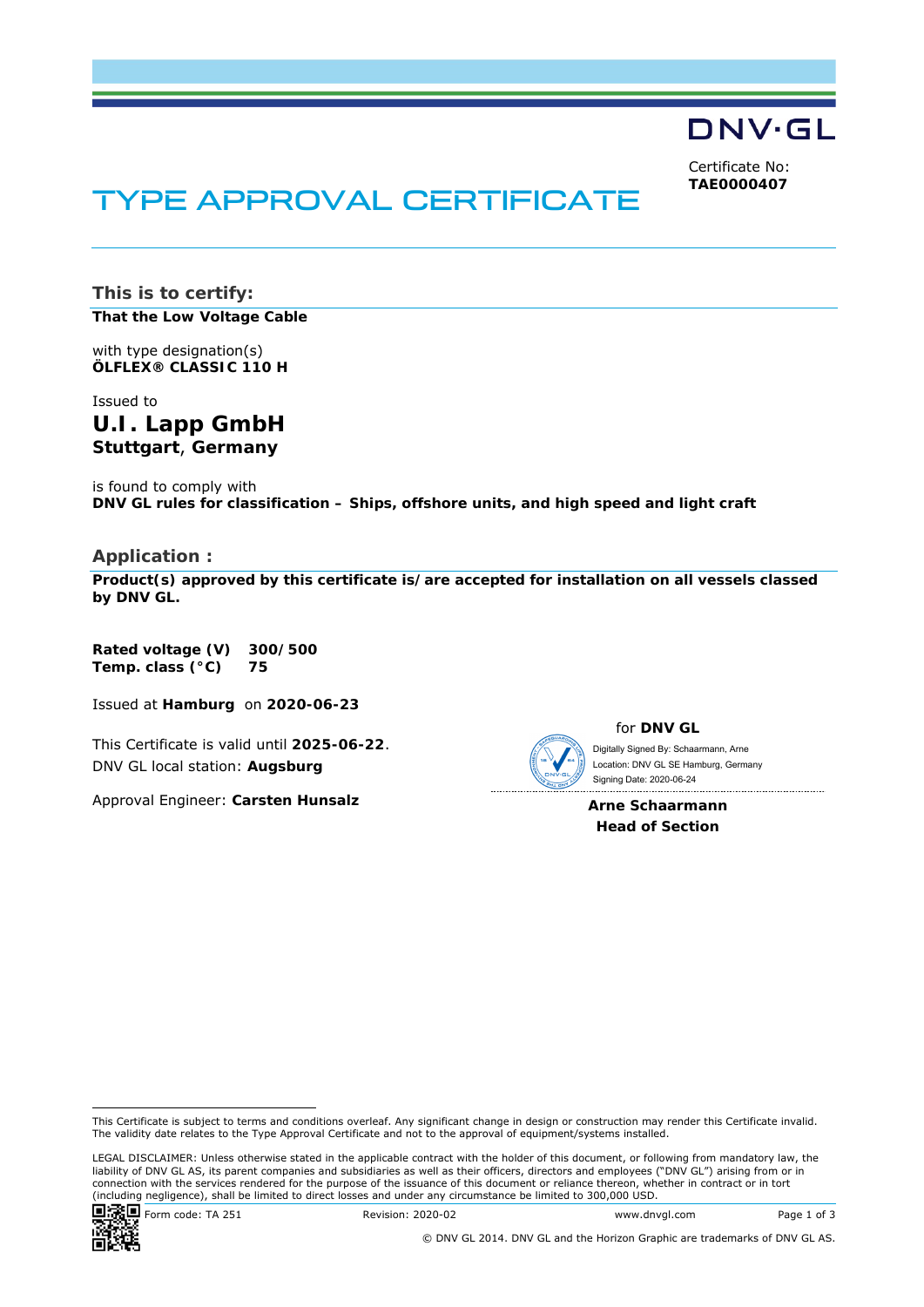DNV·GL

Certificate No:
**TAE0000407**

# TYPE APPROVAL CERTIFICATE

## This is to certify:

**That the Low Voltage Cable**

with type designation(s)
**ÖLFLEX® CLASSIC 110 H**

Issued to
**U.I. Lapp GmbH**
**Stuttgart, Germany**

is found to comply with
**DNV GL rules for classification – Ships, offshore units, and high speed and light craft**

## Application :

**Product(s) approved by this certificate is/are accepted for installation on all vessels classed by DNV GL.**

**Rated voltage (V)** **300/500**
**Temp. class (°C)** **75**

Issued at **Hamburg** on **2020-06-23**

This Certificate is valid until **2025-06-22**.
DNV GL local station: **Augsburg**

Approval Engineer: **Carsten Hunsalz**

for **DNV GL**

Digitally Signed By: Schaarmann, Arne
Location: DNV GL SE Hamburg, Germany
Signing Date: 2020-06-24

**Arne Schaarmann**
**Head of Section**

This Certificate is subject to terms and conditions overleaf. Any significant change in design or construction may render this Certificate invalid. The validity date relates to the Type Approval Certificate and not to the approval of equipment/systems installed.

LEGAL DISCLAIMER: Unless otherwise stated in the applicable contract with the holder of this document, or following from mandatory law, the liability of DNV GL AS, its parent companies and subsidiaries as well as their officers, directors and employees ("DNV GL") arising from or in connection with the services rendered for the purpose of the issuance of this document or reliance thereon, whether in contract or in tort (including negligence), shall be limited to direct losses and under any circumstance be limited to 300,000 USD.

Form code: TA 251 Revision: 2020-02 www.dnvgl.com

© DNV GL 2014. DNV GL and the Horizon Graphic are trademarks of DNV GL AS.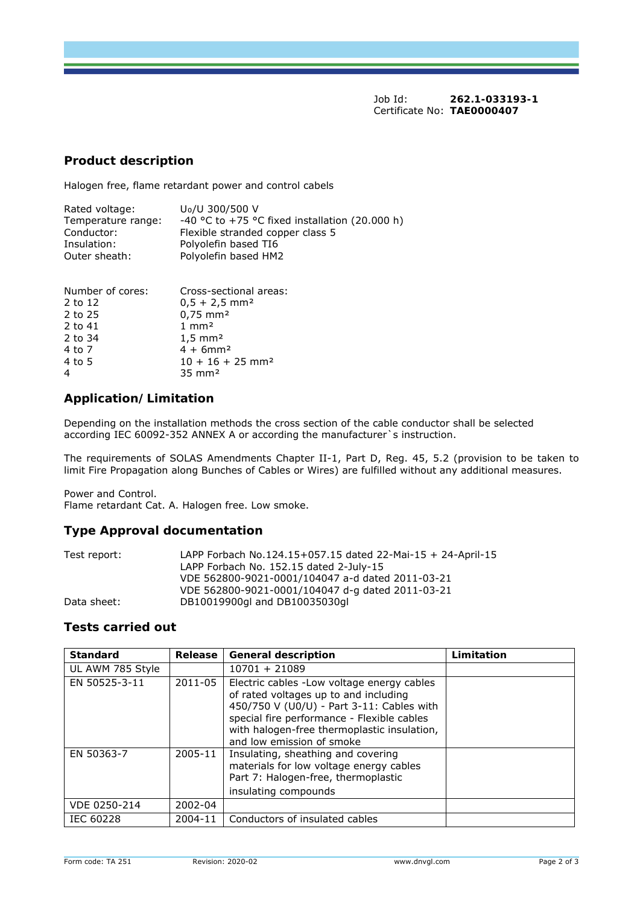Job Id: **262.1-033193-1**
Certificate No: **TAE0000407**

## Product description

Halogen free, flame retardant power and control cabels

| | |
|---|---|
| Rated voltage: | $U_0$/U 300/500 V |
| Temperature range: | -40 °C to +75 °C fixed installation (20.000 h) |
| Conductor: | Flexible stranded copper class 5 |
| Insulation: | Polyolefin based TI6 |
| Outer sheath: | Polyolefin based HM2 |

| Number of cores: | Cross-sectional areas: |
|---|---|
| 2 to 12 | 0,5 + 2,5 mm² |
| 2 to 25 | 0,75 mm² |
| 2 to 41 | 1 mm² |
| 2 to 34 | 1,5 mm² |
| 4 to 7 | 4 + 6mm² |
| 4 to 5 | 10 + 16 + 25 mm² |
| 4 | 35 mm² |

## Application/ Limitation

Depending on the installation methods the cross section of the cable conductor shall be selected according IEC 60092-352 ANNEX A or according the manufacturer`s instruction.

The requirements of SOLAS Amendments Chapter II-1, Part D, Reg. 45, 5.2 (provision to be taken to limit Fire Propagation along Bunches of Cables or Wires) are fulfilled without any additional measures.

Power and Control.
Flame retardant Cat. A. Halogen free. Low smoke.

## Type Approval documentation

| | |
|---|---|
| Test report: | LAPP Forbach No.124.15+057.15 dated 22-Mai-15 + 24-April-15 |
| | LAPP Forbach No. 152.15 dated 2-July-15 |
| | VDE 562800-9021-0001/104047 a-d dated 2011-03-21 |
| | VDE 562800-9021-0001/104047 d-g dated 2011-03-21 |
| Data sheet: | DB10019900gl and DB10035030gl |

## Tests carried out

| Standard | Release | General description | Limitation |
|---|---|---|---|
| UL AWM 785 Style | | 10701 + 21089 | |
| EN 50525-3-11 | 2011-05 | Electric cables -Low voltage energy cables of rated voltages up to and including 450/750 V (U0/U) - Part 3-11: Cables with special fire performance - Flexible cables with halogen-free thermoplastic insulation, and low emission of smoke | |
| EN 50363-7 | 2005-11 | Insulating, sheathing and covering materials for low voltage energy cables Part 7: Halogen-free, thermoplastic insulating compounds | |
| VDE 0250-214 | 2002-04 | | |
| IEC 60228 | 2004-11 | Conductors of insulated cables | |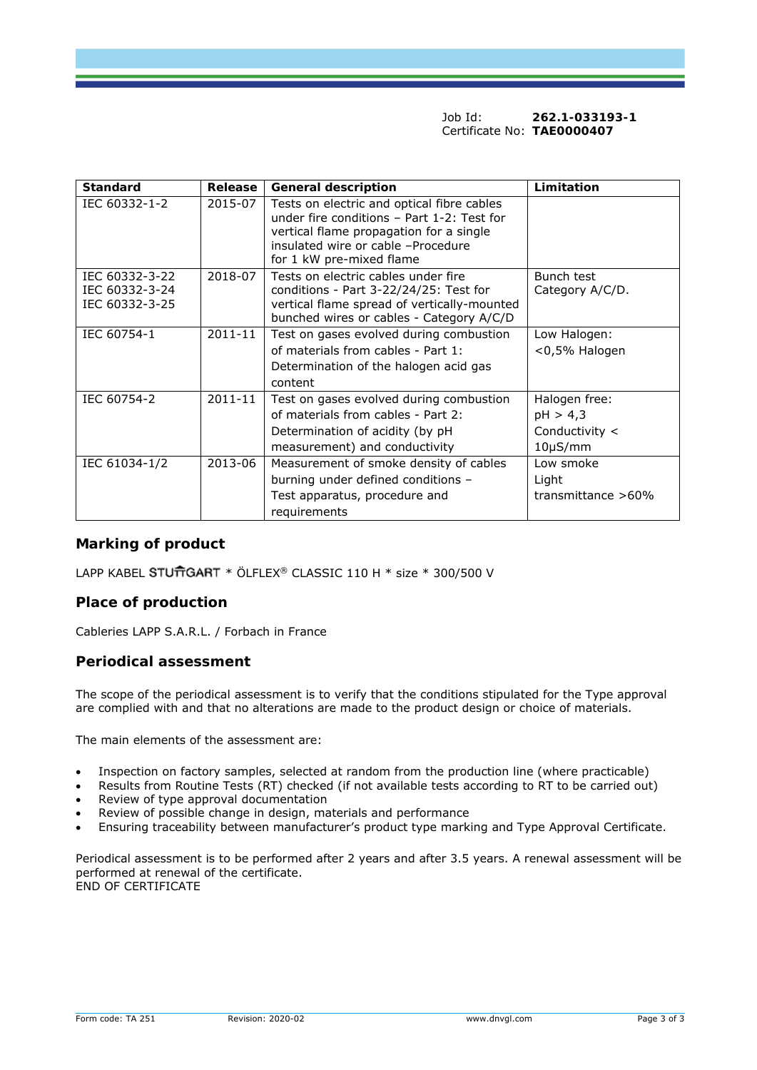Job Id: **262.1-033193-1**
Certificate No: **TAE0000407**

| **Standard** | **Release** | **General description** | **Limitation** |
| --- | --- | --- | --- |
| IEC 60332-1-2 | 2015-07 | Tests on electric and optical fibre cables under fire conditions – Part 1-2: Test for vertical flame propagation for a single insulated wire or cable –Procedure for 1 kW pre-mixed flame | |
| IEC 60332-3-22<br>IEC 60332-3-24<br>IEC 60332-3-25 | 2018-07 | Tests on electric cables under fire conditions - Part 3-22/24/25: Test for vertical flame spread of vertically-mounted bunched wires or cables - Category A/C/D | Bunch test<br>Category A/C/D. |
| IEC 60754-1 | 2011-11 | Test on gases evolved during combustion of materials from cables - Part 1: Determination of the halogen acid gas content | Low Halogen:<br><0,5% Halogen |
| IEC 60754-2 | 2011-11 | Test on gases evolved during combustion of materials from cables - Part 2: Determination of acidity (by pH measurement) and conductivity | Halogen free:<br>pH > 4,3<br>Conductivity < 10µS/mm |
| IEC 61034-1/2 | 2013-06 | Measurement of smoke density of cables burning under defined conditions – Test apparatus, procedure and requirements | Low smoke<br>Light transmittance >60% |

## Marking of product

LAPP KABEL STUTTGART * ÖLFLEX® CLASSIC 110 H * size * 300/500 V

## Place of production

Cableries LAPP S.A.R.L. / Forbach in France

## Periodical assessment

The scope of the periodical assessment is to verify that the conditions stipulated for the Type approval are complied with and that no alterations are made to the product design or choice of materials.

The main elements of the assessment are:

- Inspection on factory samples, selected at random from the production line (where practicable)
- Results from Routine Tests (RT) checked (if not available tests according to RT to be carried out)
- Review of type approval documentation
- Review of possible change in design, materials and performance
- Ensuring traceability between manufacturer's product type marking and Type Approval Certificate.

Periodical assessment is to be performed after 2 years and after 3.5 years. A renewal assessment will be performed at renewal of the certificate.
END OF CERTIFICATE